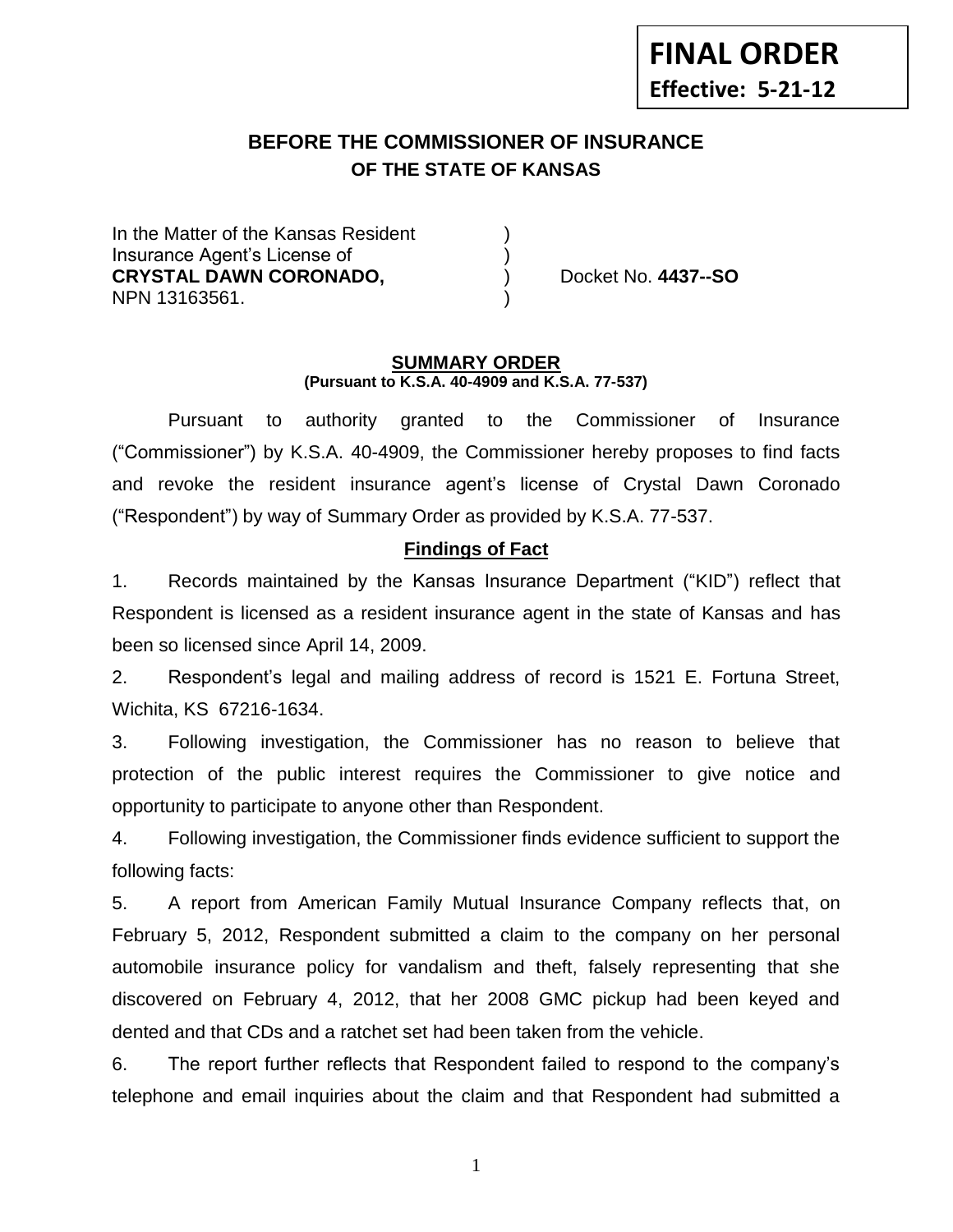**FINAL ORDER**
**Effective: 5-21-12**

# BEFORE THE COMMISSIONER OF INSURANCE
## OF THE STATE OF KANSAS

In the Matter of the Kansas Resident )
Insurance Agent's License of )
**CRYSTAL DAWN CORONADO,** ) Docket No. **4437--SO**
NPN 13163561. )

**SUMMARY ORDER**
**(Pursuant to K.S.A. 40-4909 and K.S.A. 77-537)**

Pursuant to authority granted to the Commissioner of Insurance ("Commissioner") by K.S.A. 40-4909, the Commissioner hereby proposes to find facts and revoke the resident insurance agent's license of Crystal Dawn Coronado ("Respondent") by way of Summary Order as provided by K.S.A. 77-537.

**Findings of Fact**

1. Records maintained by the Kansas Insurance Department ("KID") reflect that Respondent is licensed as a resident insurance agent in the state of Kansas and has been so licensed since April 14, 2009.

2. Respondent's legal and mailing address of record is 1521 E. Fortuna Street, Wichita, KS 67216-1634.

3. Following investigation, the Commissioner has no reason to believe that protection of the public interest requires the Commissioner to give notice and opportunity to participate to anyone other than Respondent.

4. Following investigation, the Commissioner finds evidence sufficient to support the following facts:

5. A report from American Family Mutual Insurance Company reflects that, on February 5, 2012, Respondent submitted a claim to the company on her personal automobile insurance policy for vandalism and theft, falsely representing that she discovered on February 4, 2012, that her 2008 GMC pickup had been keyed and dented and that CDs and a ratchet set had been taken from the vehicle.

6. The report further reflects that Respondent failed to respond to the company's telephone and email inquiries about the claim and that Respondent had submitted a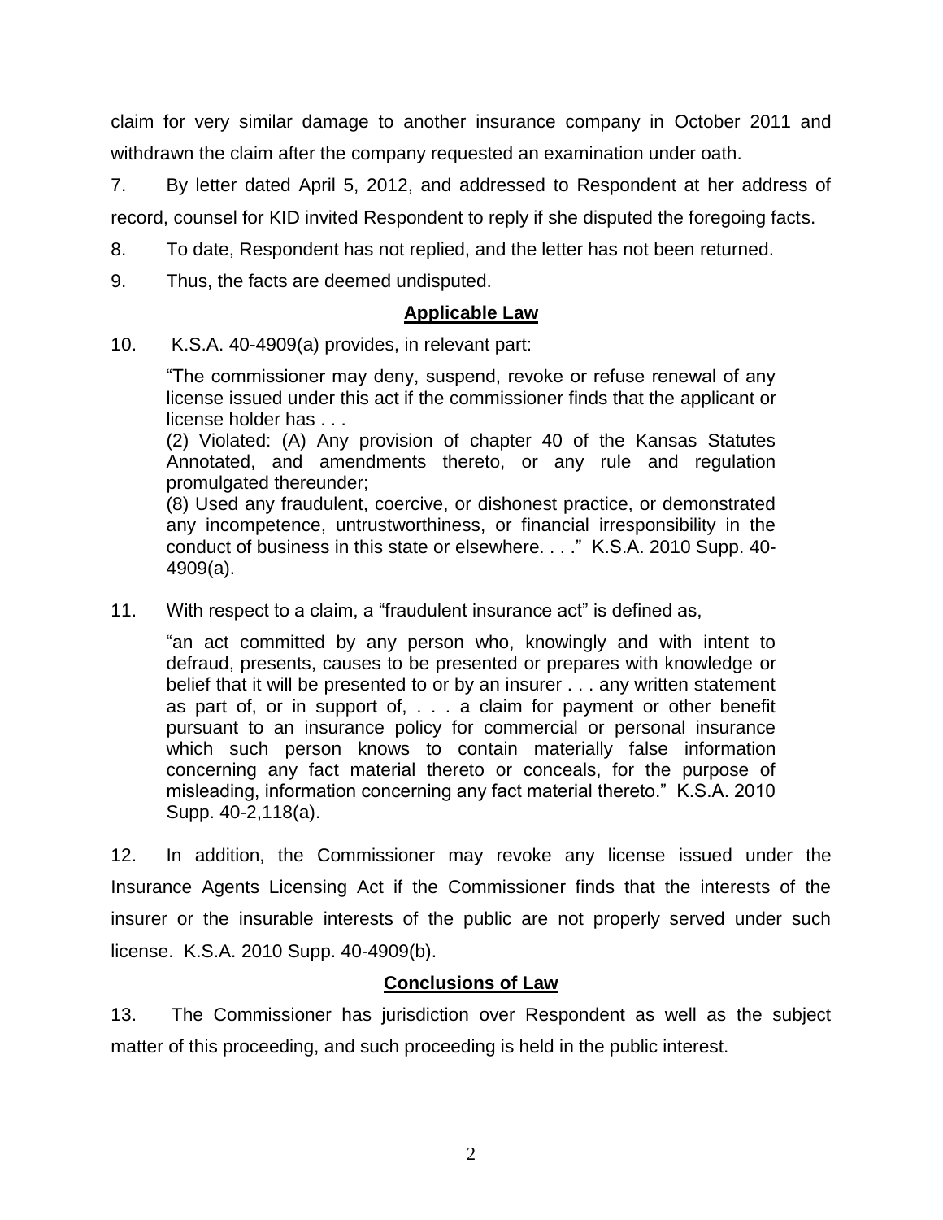claim for very similar damage to another insurance company in October 2011 and withdrawn the claim after the company requested an examination under oath.

7. By letter dated April 5, 2012, and addressed to Respondent at her address of record, counsel for KID invited Respondent to reply if she disputed the foregoing facts.

8. To date, Respondent has not replied, and the letter has not been returned.

9. Thus, the facts are deemed undisputed.

## Applicable Law

10. K.S.A. 40-4909(a) provides, in relevant part:

> "The commissioner may deny, suspend, revoke or refuse renewal of any license issued under this act if the commissioner finds that the applicant or license holder has . . .
>
> (2) Violated: (A) Any provision of chapter 40 of the Kansas Statutes Annotated, and amendments thereto, or any rule and regulation promulgated thereunder;
>
> (8) Used any fraudulent, coercive, or dishonest practice, or demonstrated any incompetence, untrustworthiness, or financial irresponsibility in the conduct of business in this state or elsewhere. . . ." K.S.A. 2010 Supp. 40-4909(a).

11. With respect to a claim, a "fraudulent insurance act" is defined as,

> "an act committed by any person who, knowingly and with intent to defraud, presents, causes to be presented or prepares with knowledge or belief that it will be presented to or by an insurer . . . any written statement as part of, or in support of, . . . a claim for payment or other benefit pursuant to an insurance policy for commercial or personal insurance which such person knows to contain materially false information concerning any fact material thereto or conceals, for the purpose of misleading, information concerning any fact material thereto." K.S.A. 2010 Supp. 40-2,118(a).

12. In addition, the Commissioner may revoke any license issued under the Insurance Agents Licensing Act if the Commissioner finds that the interests of the insurer or the insurable interests of the public are not properly served under such license. K.S.A. 2010 Supp. 40-4909(b).

## Conclusions of Law

13. The Commissioner has jurisdiction over Respondent as well as the subject matter of this proceeding, and such proceeding is held in the public interest.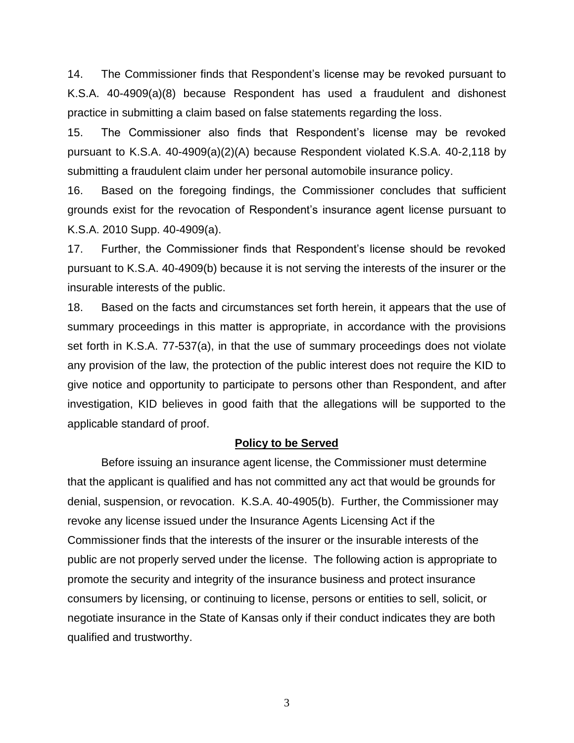14. The Commissioner finds that Respondent's license may be revoked pursuant to K.S.A. 40-4909(a)(8) because Respondent has used a fraudulent and dishonest practice in submitting a claim based on false statements regarding the loss.

15. The Commissioner also finds that Respondent's license may be revoked pursuant to K.S.A. 40-4909(a)(2)(A) because Respondent violated K.S.A. 40-2,118 by submitting a fraudulent claim under her personal automobile insurance policy.

16. Based on the foregoing findings, the Commissioner concludes that sufficient grounds exist for the revocation of Respondent's insurance agent license pursuant to K.S.A. 2010 Supp. 40-4909(a).

17. Further, the Commissioner finds that Respondent's license should be revoked pursuant to K.S.A. 40-4909(b) because it is not serving the interests of the insurer or the insurable interests of the public.

18. Based on the facts and circumstances set forth herein, it appears that the use of summary proceedings in this matter is appropriate, in accordance with the provisions set forth in K.S.A. 77-537(a), in that the use of summary proceedings does not violate any provision of the law, the protection of the public interest does not require the KID to give notice and opportunity to participate to persons other than Respondent, and after investigation, KID believes in good faith that the allegations will be supported to the applicable standard of proof.

## Policy to be Served

Before issuing an insurance agent license, the Commissioner must determine that the applicant is qualified and has not committed any act that would be grounds for denial, suspension, or revocation. K.S.A. 40-4905(b). Further, the Commissioner may revoke any license issued under the Insurance Agents Licensing Act if the Commissioner finds that the interests of the insurer or the insurable interests of the public are not properly served under the license. The following action is appropriate to promote the security and integrity of the insurance business and protect insurance consumers by licensing, or continuing to license, persons or entities to sell, solicit, or negotiate insurance in the State of Kansas only if their conduct indicates they are both qualified and trustworthy.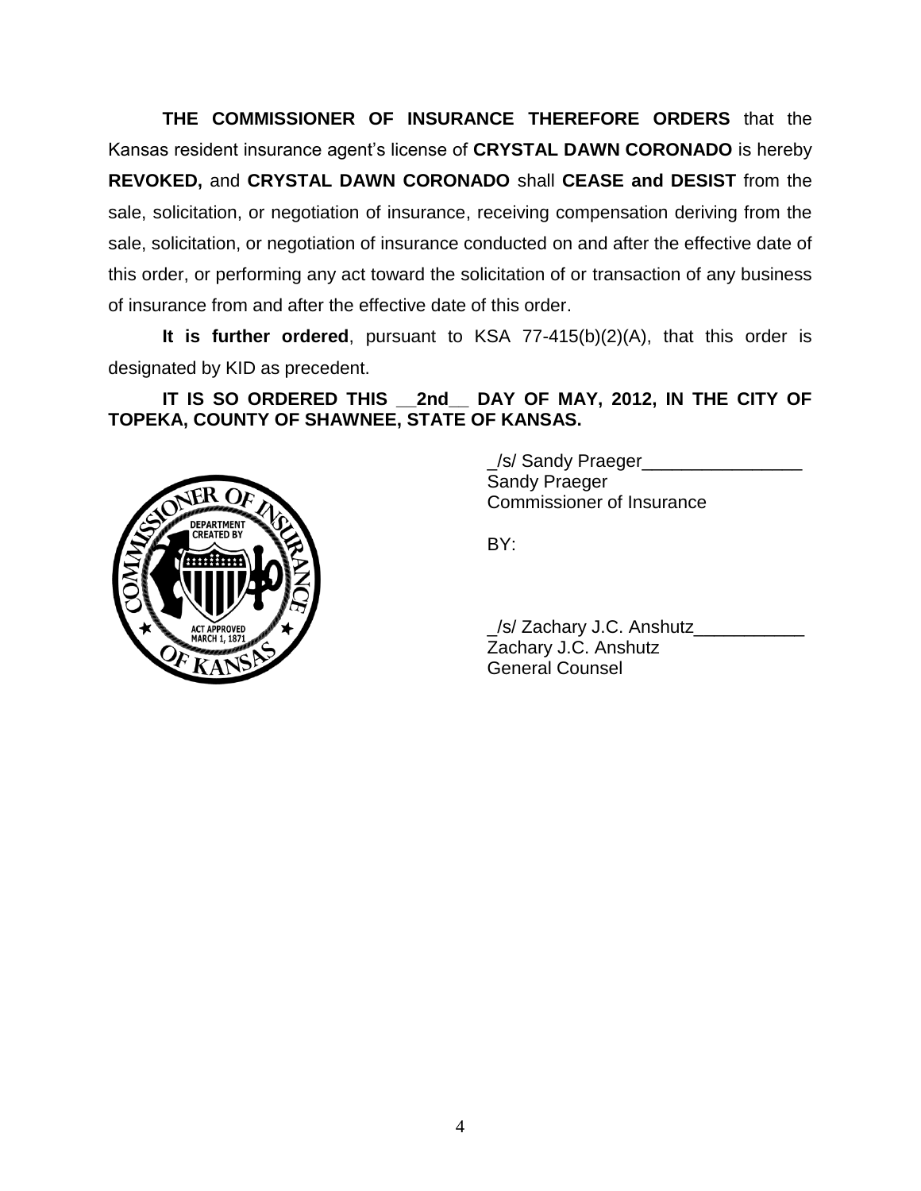**THE COMMISSIONER OF INSURANCE THEREFORE ORDERS** that the Kansas resident insurance agent's license of **CRYSTAL DAWN CORONADO** is hereby **REVOKED,** and **CRYSTAL DAWN CORONADO** shall **CEASE and DESIST** from the sale, solicitation, or negotiation of insurance, receiving compensation deriving from the sale, solicitation, or negotiation of insurance conducted on and after the effective date of this order, or performing any act toward the solicitation of or transaction of any business of insurance from and after the effective date of this order.

**It is further ordered**, pursuant to KSA 77-415(b)(2)(A), that this order is designated by KID as precedent.

**IT IS SO ORDERED THIS __2nd__ DAY OF MAY, 2012, IN THE CITY OF TOPEKA, COUNTY OF SHAWNEE, STATE OF KANSAS.**

_/s/ Sandy Praeger________________
Sandy Praeger
Commissioner of Insurance

BY:

_/s/ Zachary J.C. Anshutz___________
Zachary J.C. Anshutz
General Counsel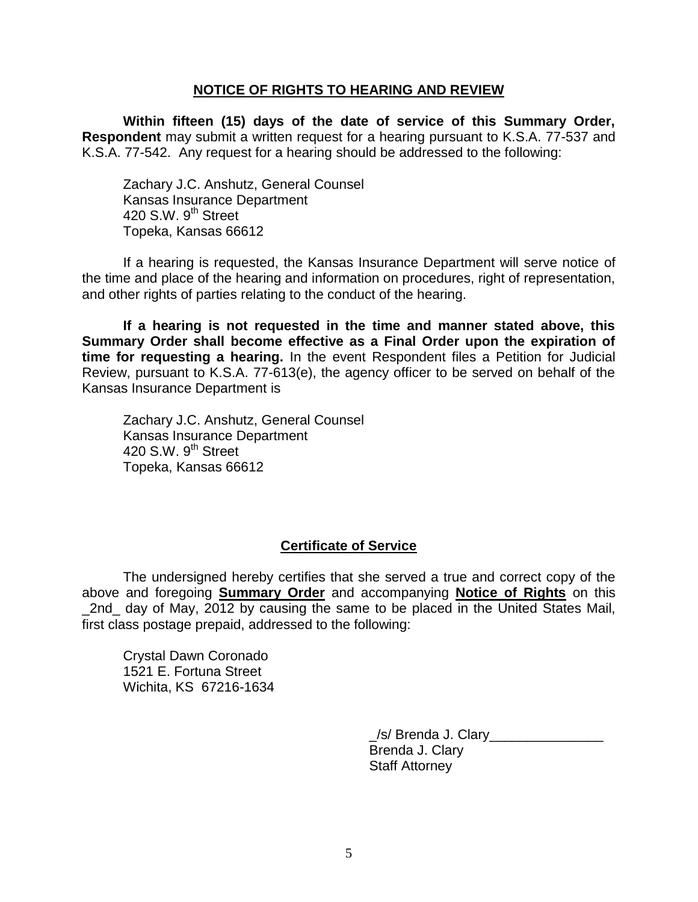## NOTICE OF RIGHTS TO HEARING AND REVIEW

**Within fifteen (15) days of the date of service of this Summary Order, Respondent** may submit a written request for a hearing pursuant to K.S.A. 77-537 and K.S.A. 77-542. Any request for a hearing should be addressed to the following:

Zachary J.C. Anshutz, General Counsel
Kansas Insurance Department
420 S.W. 9th Street
Topeka, Kansas 66612

If a hearing is requested, the Kansas Insurance Department will serve notice of the time and place of the hearing and information on procedures, right of representation, and other rights of parties relating to the conduct of the hearing.

**If a hearing is not requested in the time and manner stated above, this Summary Order shall become effective as a Final Order upon the expiration of time for requesting a hearing.** In the event Respondent files a Petition for Judicial Review, pursuant to K.S.A. 77-613(e), the agency officer to be served on behalf of the Kansas Insurance Department is

Zachary J.C. Anshutz, General Counsel
Kansas Insurance Department
420 S.W. 9th Street
Topeka, Kansas 66612

## Certificate of Service

The undersigned hereby certifies that she served a true and correct copy of the above and foregoing **Summary Order** and accompanying **Notice of Rights** on this _2nd_ day of May, 2012 by causing the same to be placed in the United States Mail, first class postage prepaid, addressed to the following:

Crystal Dawn Coronado
1521 E. Fortuna Street
Wichita, KS 67216-1634

_/s/ Brenda J. Clary_______________
Brenda J. Clary
Staff Attorney